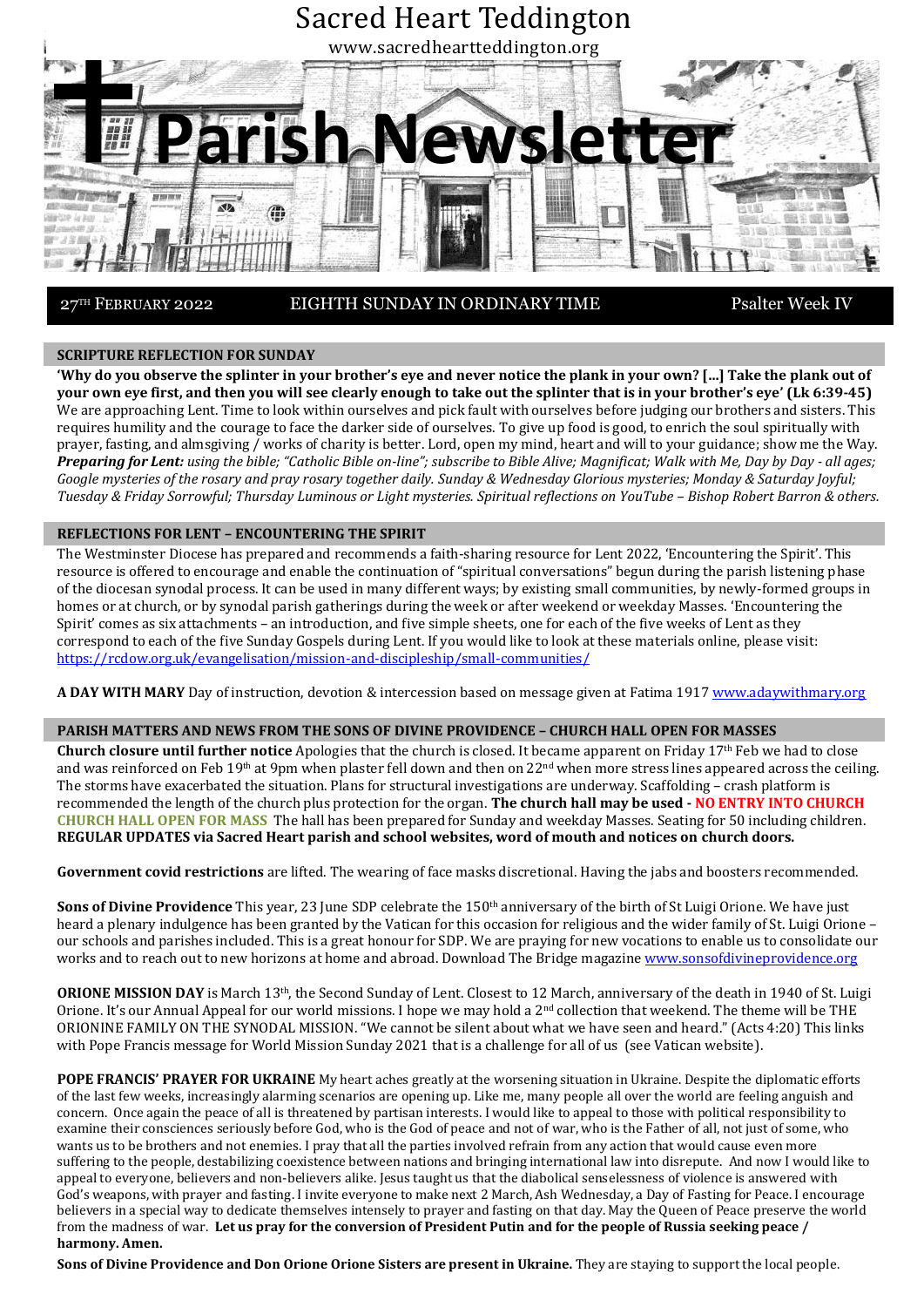# Sacred Heart Teddington

www.sacredheartteddington.org

# Parish Newsletter

27TH FEBRUARY 2022 | EIGHTH SUNDAY IN ORDINARY TIME | Psalter Week IV

## SCRIPTURE REFLECTION FOR SUNDAY

**'Why do you observe the splinter in your brother's eye and never notice the plank in your own? […] Take the plank out of your own eye first, and then you will see clearly enough to take out the splinter that is in your brother's eye' (Lk 6:39-45)** We are approaching Lent. Time to look within ourselves and pick fault with ourselves before judging our brothers and sisters. This requires humility and the courage to face the darker side of ourselves. To give up food is good, to enrich the soul spiritually with prayer, fasting, and almsgiving / works of charity is better. Lord, open my mind, heart and will to your guidance; show me the Way. ***Preparing for Lent:*** *using the bible; "Catholic Bible on-line"; subscribe to Bible Alive; Magnificat; Walk with Me, Day by Day - all ages; Google mysteries of the rosary and pray rosary together daily. Sunday & Wednesday Glorious mysteries; Monday & Saturday Joyful; Tuesday & Friday Sorrowful; Thursday Luminous or Light mysteries. Spiritual reflections on YouTube – Bishop Robert Barron & others.*

## REFLECTIONS FOR LENT – ENCOUNTERING THE SPIRIT

The Westminster Diocese has prepared and recommends a faith-sharing resource for Lent 2022, 'Encountering the Spirit'. This resource is offered to encourage and enable the continuation of "spiritual conversations" begun during the parish listening phase of the diocesan synodal process. It can be used in many different ways; by existing small communities, by newly-formed groups in homes or at church, or by synodal parish gatherings during the week or after weekend or weekday Masses. 'Encountering the Spirit' comes as six attachments – an introduction, and five simple sheets, one for each of the five weeks of Lent as they correspond to each of the five Sunday Gospels during Lent. If you would like to look at these materials online, please visit: https://rcdow.org.uk/evangelisation/mission-and-discipleship/small-communities/

**A DAY WITH MARY** Day of instruction, devotion & intercession based on message given at Fatima 1917 www.adaywithmary.org

## PARISH MATTERS AND NEWS FROM THE SONS OF DIVINE PROVIDENCE – CHURCH HALL OPEN FOR MASSES

**Church closure until further notice** Apologies that the church is closed. It became apparent on Friday 17th Feb we had to close and was reinforced on Feb 19th at 9pm when plaster fell down and then on 22nd when more stress lines appeared across the ceiling. The storms have exacerbated the situation. Plans for structural investigations are underway. Scaffolding – crash platform is recommended the length of the church plus protection for the organ. **The church hall may be used - NO ENTRY INTO CHURCH** **CHURCH HALL OPEN FOR MASS** The hall has been prepared for Sunday and weekday Masses. Seating for 50 including children. **REGULAR UPDATES via Sacred Heart parish and school websites, word of mouth and notices on church doors.**

**Government covid restrictions** are lifted. The wearing of face masks discretional. Having the jabs and boosters recommended.

**Sons of Divine Providence** This year, 23 June SDP celebrate the 150th anniversary of the birth of St Luigi Orione. We have just heard a plenary indulgence has been granted by the Vatican for this occasion for religious and the wider family of St. Luigi Orione – our schools and parishes included. This is a great honour for SDP. We are praying for new vocations to enable us to consolidate our works and to reach out to new horizons at home and abroad. Download The Bridge magazine www.sonsofdivineprovidence.org

**ORIONE MISSION DAY** is March 13th, the Second Sunday of Lent. Closest to 12 March, anniversary of the death in 1940 of St. Luigi Orione. It's our Annual Appeal for our world missions. I hope we may hold a 2nd collection that weekend. The theme will be THE ORIONINE FAMILY ON THE SYNODAL MISSION. "We cannot be silent about what we have seen and heard." (Acts 4:20) This links with Pope Francis message for World Mission Sunday 2021 that is a challenge for all of us (see Vatican website).

**POPE FRANCIS' PRAYER FOR UKRAINE** My heart aches greatly at the worsening situation in Ukraine. Despite the diplomatic efforts of the last few weeks, increasingly alarming scenarios are opening up. Like me, many people all over the world are feeling anguish and concern. Once again the peace of all is threatened by partisan interests. I would like to appeal to those with political responsibility to examine their consciences seriously before God, who is the God of peace and not of war, who is the Father of all, not just of some, who wants us to be brothers and not enemies. I pray that all the parties involved refrain from any action that would cause even more suffering to the people, destabilizing coexistence between nations and bringing international law into disrepute. And now I would like to appeal to everyone, believers and non-believers alike. Jesus taught us that the diabolical senselessness of violence is answered with God's weapons, with prayer and fasting. I invite everyone to make next 2 March, Ash Wednesday, a Day of Fasting for Peace. I encourage believers in a special way to dedicate themselves intensely to prayer and fasting on that day. May the Queen of Peace preserve the world from the madness of war. **Let us pray for the conversion of President Putin and for the people of Russia seeking peace / harmony. Amen.**

**Sons of Divine Providence and Don Orione Orione Sisters are present in Ukraine.** They are staying to support the local people.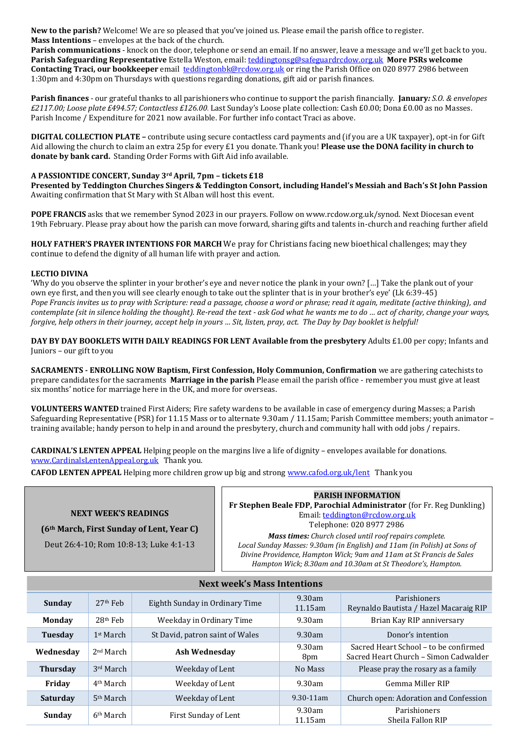**New to the parish?** Welcome! We are so pleased that you've joined us. Please email the parish office to register.
**Mass Intentions** – envelopes at the back of the church.
**Parish communications** - knock on the door, telephone or send an email. If no answer, leave a message and we'll get back to you.
**Parish Safeguarding Representative** Estella Weston, email: teddingtonsg@safeguardrcdow.org.uk **More PSRs welcome**
**Contacting Traci, our bookkeeper** email teddingtonbk@rcdow.org.uk or ring the Parish Office on 020 8977 2986 between 1:30pm and 4:30pm on Thursdays with questions regarding donations, gift aid or parish finances.

**Parish finances** - our grateful thanks to all parishioners who continue to support the parish financially. **January***: S.O. & envelopes £2117.00; Loose plate £494.57; Contactless £126.00.* Last Sunday's Loose plate collection: Cash £0.00; Dona £0.00 as no Masses. Parish Income / Expenditure for 2021 now available. For further info contact Traci as above.

**DIGITAL COLLECTION PLATE –** contribute using secure contactless card payments and (if you are a UK taxpayer), opt-in for Gift Aid allowing the church to claim an extra 25p for every £1 you donate. Thank you! **Please use the DONA facility in church to donate by bank card.** Standing Order Forms with Gift Aid info available.

**A PASSIONTIDE CONCERT, Sunday 3rd April, 7pm – tickets £18**
**Presented by Teddington Churches Singers & Teddington Consort, including Handel's Messiah and Bach's St John Passion**
Awaiting confirmation that St Mary with St Alban will host this event.

**POPE FRANCIS** asks that we remember Synod 2023 in our prayers. Follow on www.rcdow.org.uk/synod. Next Diocesan event 19th February. Please pray about how the parish can move forward, sharing gifts and talents in-church and reaching further afield

**HOLY FATHER'S PRAYER INTENTIONS FOR MARCH** We pray for Christians facing new bioethical challenges; may they continue to defend the dignity of all human life with prayer and action.

**LECTIO DIVINA**
'Why do you observe the splinter in your brother's eye and never notice the plank in your own? […] Take the plank out of your own eye first, and then you will see clearly enough to take out the splinter that is in your brother's eye' (Lk 6:39-45)
*Pope Francis invites us to pray with Scripture: read a passage, choose a word or phrase; read it again, meditate (active thinking), and contemplate (sit in silence holding the thought). Re-read the text - ask God what he wants me to do … act of charity, change your ways, forgive, help others in their journey, accept help in yours … Sit, listen, pray, act. The Day by Day booklet is helpful!*

**DAY BY DAY BOOKLETS WITH DAILY READINGS FOR LENT Available from the presbytery** Adults £1.00 per copy; Infants and Juniors – our gift to you

**SACRAMENTS - ENROLLING NOW Baptism, First Confession, Holy Communion, Confirmation** we are gathering catechists to prepare candidates for the sacraments **Marriage in the parish** Please email the parish office - remember you must give at least six months' notice for marriage here in the UK, and more for overseas.

**VOLUNTEERS WANTED** trained First Aiders; Fire safety wardens to be available in case of emergency during Masses; a Parish Safeguarding Representative (PSR) for 11.15 Mass or to alternate 9.30am / 11.15am; Parish Committee members; youth animator – training available; handy person to help in and around the presbytery, church and community hall with odd jobs / repairs.

**CARDINAL'S LENTEN APPEAL** Helping people on the margins live a life of dignity – envelopes available for donations. www.CardinalsLentenAppeal.org.uk Thank you.
**CAFOD LENTEN APPEAL** Helping more children grow up big and strong www.cafod.org.uk/lent Thank you

**NEXT WEEK'S READINGS**

**(6th March, First Sunday of Lent, Year C)**

Deut 26:4-10; Rom 10:8-13; Luke 4:1-13

**PARISH INFORMATION**
**Fr Stephen Beale FDP, Parochial Administrator** (for Fr. Reg Dunkling)
Email: teddington@rcdow.org.uk
Telephone: 020 8977 2986
***Mass times:*** *Church closed until roof repairs complete.*
*Local Sunday Masses: 9.30am (in English) and 11am (in Polish) at Sons of Divine Providence, Hampton Wick; 9am and 11am at St Francis de Sales Hampton Wick; 8.30am and 10.30am at St Theodore's, Hampton.*

**Next week's Mass Intentions**

| | | | | |
|---|---|---|---|---|
| **Sunday** | 27th Feb | Eighth Sunday in Ordinary Time | 9.30am<br>11.15am | Parishioners<br>Reynaldo Bautista / Hazel Macaraig RIP |
| **Monday** | 28th Feb | Weekday in Ordinary Time | 9.30am | Brian Kay RIP anniversary |
| **Tuesday** | 1st March | St David, patron saint of Wales | 9.30am | Donor's intention |
| **Wednesday** | 2nd March | **Ash Wednesday** | 9.30am<br>8pm | Sacred Heart School – to be confirmed<br>Sacred Heart Church – Simon Cadwalder |
| **Thursday** | 3rd March | Weekday of Lent | No Mass | Please pray the rosary as a family |
| **Friday** | 4th March | Weekday of Lent | 9.30am | Gemma Miller RIP |
| **Saturday** | 5th March | Weekday of Lent | 9.30-11am | Church open: Adoration and Confession |
| **Sunday** | 6th March | First Sunday of Lent | 9.30am<br>11.15am | Parishioners<br>Sheila Fallon RIP |